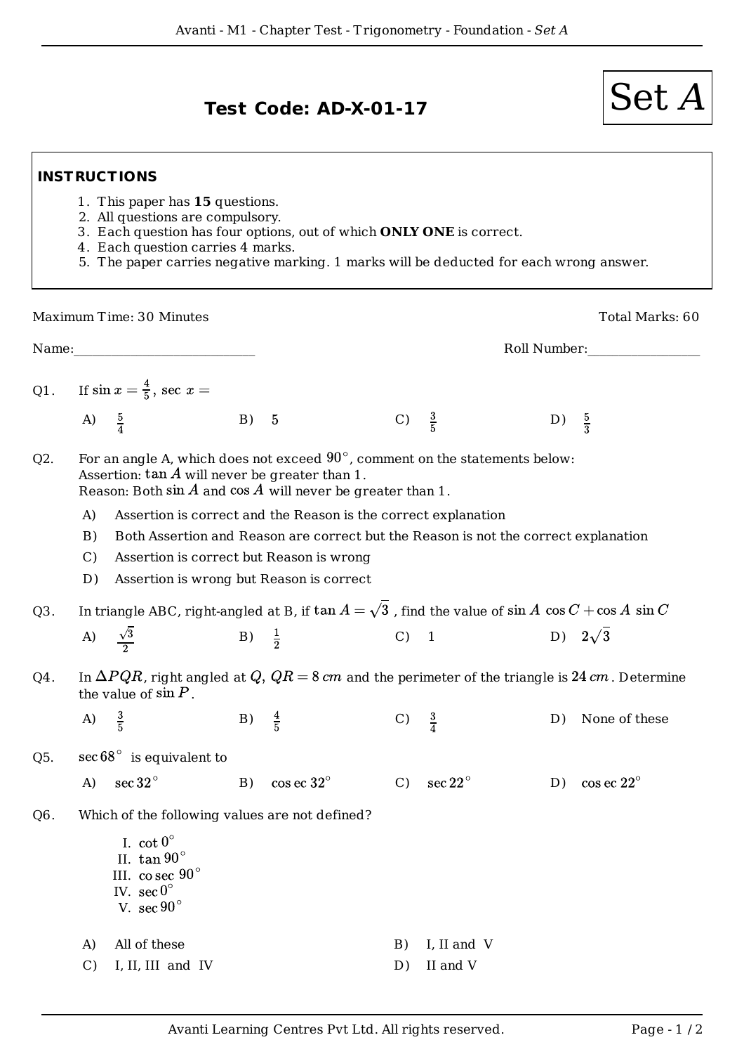# Test Code: AD-X-01-17

**Set $A$**

### INSTRUCTIONS

1. This paper has **15** questions.
2. All questions are compulsory.
3. Each question has four options, out of which **ONLY ONE** is correct.
4. Each question carries 4 marks.
5. The paper carries negative marking. 1 marks will be deducted for each wrong answer.

Maximum Time: 30 Minutes

Total Marks: 60

Name:___________________________

Roll Number:_________________

**Q1.** If $\sin x = \frac{4}{5}$, $\sec x =$

A) $\frac{5}{4}$  B) $5$  C) $\frac{3}{5}$  D) $\frac{5}{3}$

**Q2.** For an angle A, which does not exceed $90^\circ$, comment on the statements below:
Assertion: $\tan A$ will never be greater than 1.
Reason: Both $\sin A$ and $\cos A$ will never be greater than 1.

A) Assertion is correct and the Reason is the correct explanation

B) Both Assertion and Reason are correct but the Reason is not the correct explanation

C) Assertion is correct but Reason is wrong

D) Assertion is wrong but Reason is correct

**Q3.** In triangle ABC, right-angled at B, if $\tan A = \sqrt{3}$ , find the value of $\sin A \ \cos C + \cos A \ \sin C$

A) $\frac{\sqrt{3}}{2}$  B) $\frac{1}{2}$  C) $1$  D) $2\sqrt{3}$

**Q4.** In $\Delta PQR$, right angled at $Q$, $QR = 8\,cm$ and the perimeter of the triangle is $24\,cm$. Determine the value of $\sin P$.

A) $\frac{3}{5}$  B) $\frac{4}{5}$  C) $\frac{3}{4}$  D) None of these

**Q5.** $\sec 68^\circ$ is equivalent to

A) $\sec 32^\circ$  B) $\operatorname{cosec} 32^\circ$  C) $\sec 22^\circ$  D) $\operatorname{cosec} 22^\circ$

**Q6.** Which of the following values are not defined?

I. $\cot 0^\circ$
II. $\tan 90^\circ$
III. $\operatorname{cosec} 90^\circ$
IV. $\sec 0^\circ$
V. $\sec 90^\circ$

A) All of these  B) I, II and V

C) I, II, III and IV  D) II and V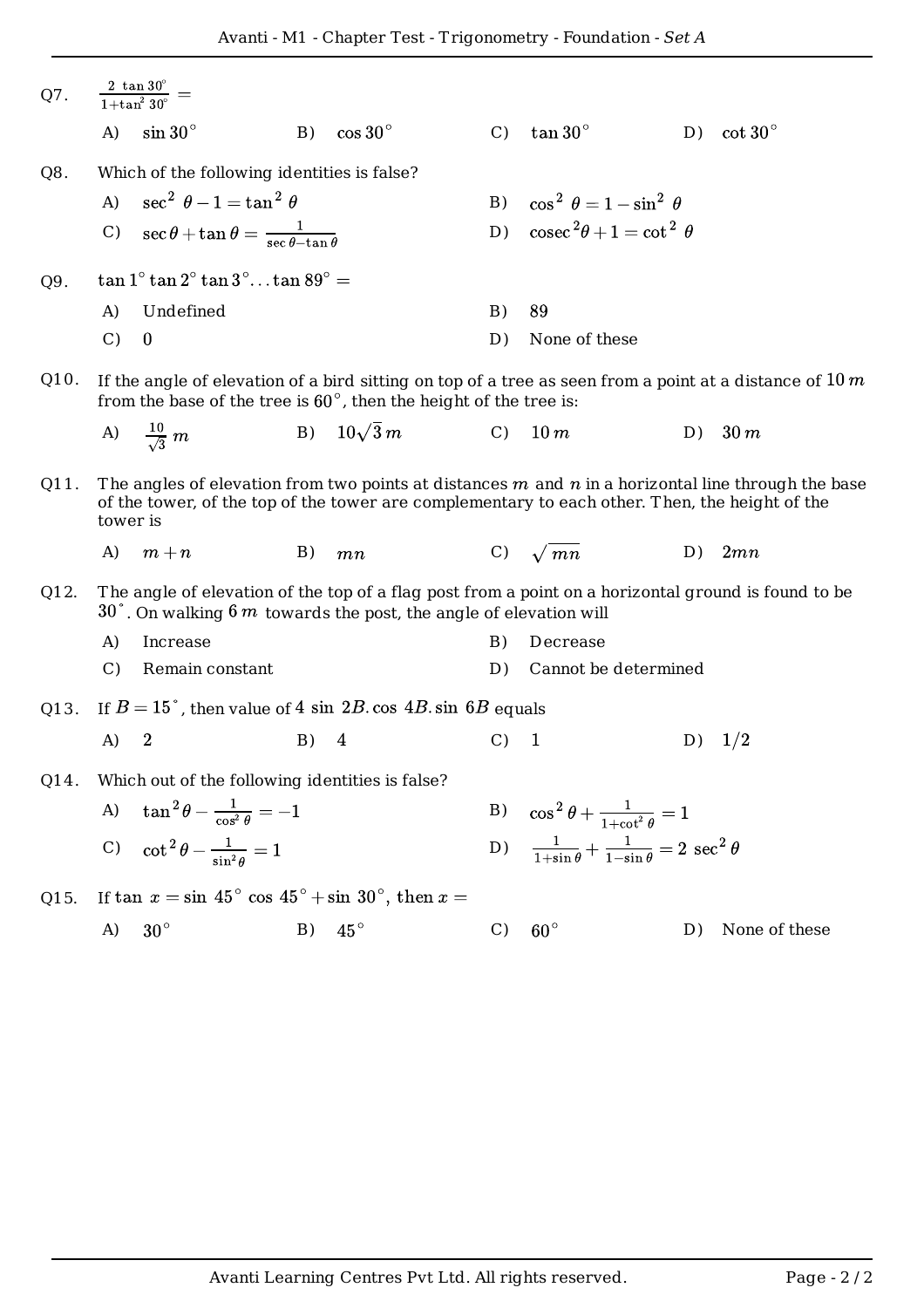Q7. $\frac{2 \tan 30^\circ}{1+\tan^2 30^\circ} =$

A) $\sin 30^\circ$ B) $\cos 30^\circ$ C) $\tan 30^\circ$ D) $\cot 30^\circ$

Q8. Which of the following identities is false?

A) $\sec^2 \theta - 1 = \tan^2 \theta$

B) $\cos^2 \theta = 1 - \sin^2 \theta$

C) $\sec\theta + \tan\theta = \frac{1}{\sec\theta - \tan\theta}$

D) $\text{cosec}^2\theta + 1 = \cot^2 \theta$

Q9. $\tan 1^\circ \tan 2^\circ \tan 3^\circ \ldots \tan 89^\circ =$

A) Undefined

B) 89

C) 0

D) None of these

Q10. If the angle of elevation of a bird sitting on top of a tree as seen from a point at a distance of $10\,m$ from the base of the tree is $60^\circ$, then the height of the tree is:

A) $\frac{10}{\sqrt{3}}\,m$ B) $10\sqrt{3}\,m$ C) $10\,m$ D) $30\,m$

Q11. The angles of elevation from two points at distances $m$ and $n$ in a horizontal line through the base of the tower, of the top of the tower are complementary to each other. Then, the height of the tower is

A) $m+n$ B) $mn$ C) $\sqrt{mn}$ D) $2mn$

Q12. The angle of elevation of the top of a flag post from a point on a horizontal ground is found to be $30^\circ$. On walking $6\,m$ towards the post, the angle of elevation will

A) Increase

B) Decrease

C) Remain constant

D) Cannot be determined

Q13. If $B = 15^\circ$, then value of $4 \sin 2B . \cos 4B . \sin 6B$ equals

A) 2 B) 4 C) 1 D) 1/2

Q14. Which out of the following identities is false?

A) $\tan^2\theta - \frac{1}{\cos^2\theta} = -1$

B) $\cos^2\theta + \frac{1}{1+\cot^2\theta} = 1$

C) $\cot^2\theta - \frac{1}{\sin^2\theta} = 1$

D) $\frac{1}{1+\sin\theta} + \frac{1}{1-\sin\theta} = 2\sec^2\theta$

Q15. If $\tan x = \sin 45^\circ \cos 45^\circ + \sin 30^\circ$, then $x =$

A) $30^\circ$ B) $45^\circ$ C) $60^\circ$ D) None of these